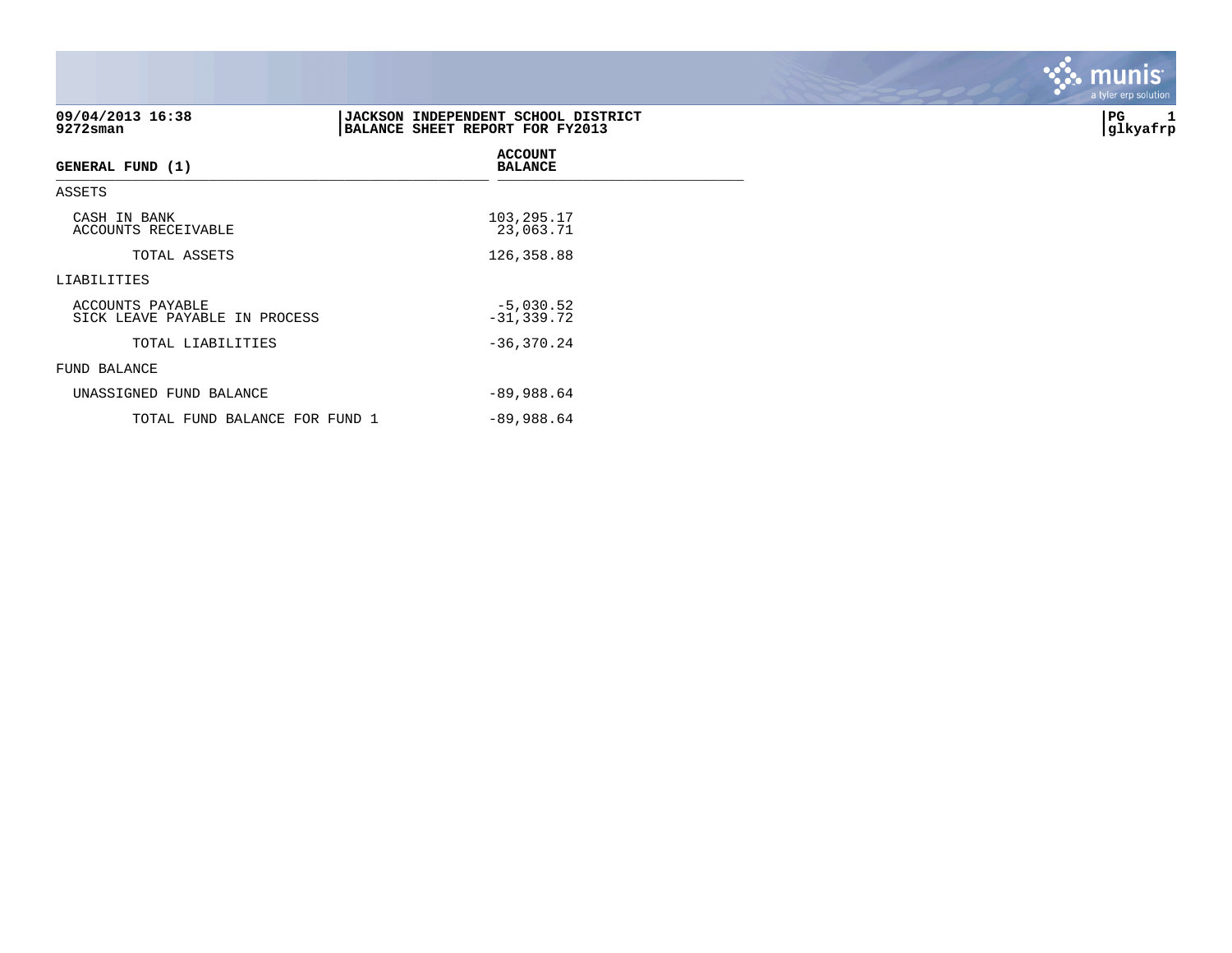09/04/2013 16:38
9272sman

**JACKSON INDEPENDENT SCHOOL DISTRICT**
**BALANCE SHEET REPORT FOR FY2013**

PG 1
glkyafrp

| GENERAL FUND (1) | ACCOUNT BALANCE |
|---|---|
| ASSETS | |
| CASH IN BANK | 103,295.17 |
| ACCOUNTS RECEIVABLE | 23,063.71 |
| TOTAL ASSETS | 126,358.88 |
| LIABILITIES | |
| ACCOUNTS PAYABLE | -5,030.52 |
| SICK LEAVE PAYABLE IN PROCESS | -31,339.72 |
| TOTAL LIABILITIES | -36,370.24 |
| FUND BALANCE | |
| UNASSIGNED FUND BALANCE | -89,988.64 |
| TOTAL FUND BALANCE FOR FUND 1 | -89,988.64 |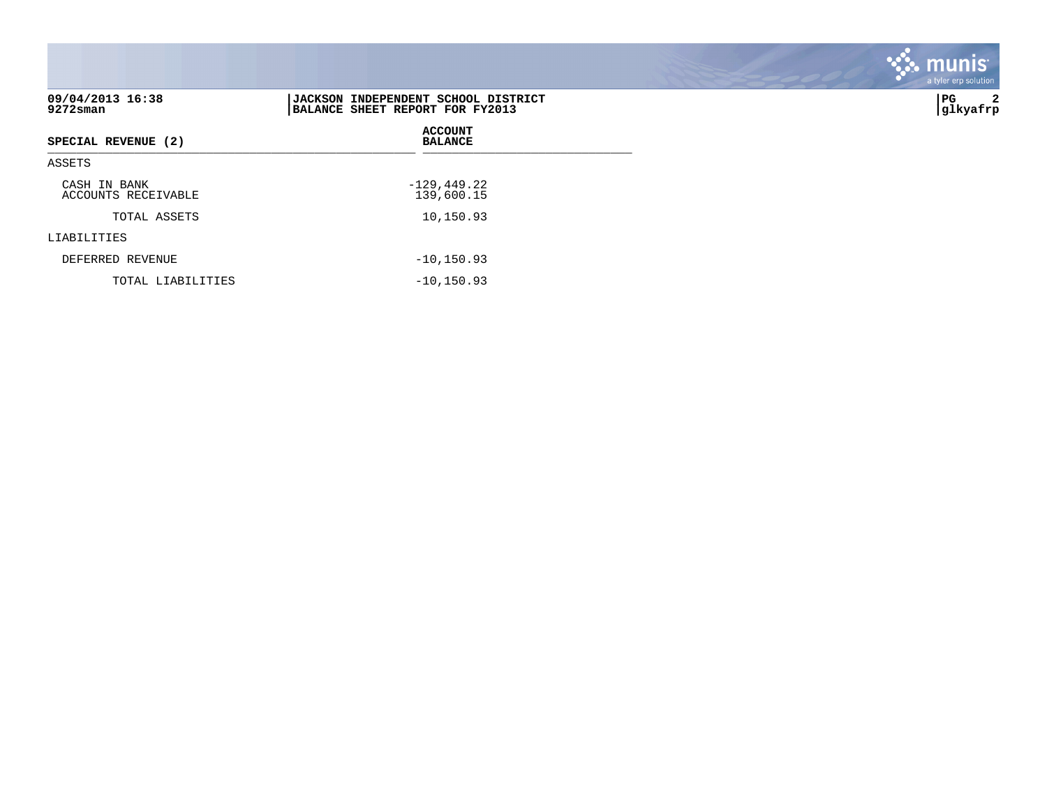**JACKSON INDEPENDENT SCHOOL DISTRICT**
**BALANCE SHEET REPORT FOR FY2013**

| SPECIAL REVENUE (2) | ACCOUNT BALANCE |
|---|---|
| ASSETS | |
| CASH IN BANK | -129,449.22 |
| ACCOUNTS RECEIVABLE | 139,600.15 |
| TOTAL ASSETS | 10,150.93 |
| LIABILITIES | |
| DEFERRED REVENUE | -10,150.93 |
| TOTAL LIABILITIES | -10,150.93 |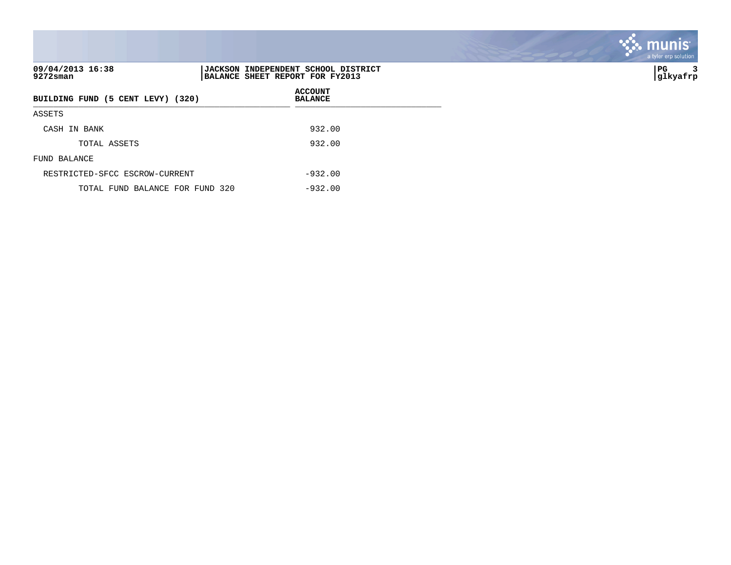**JACKSON INDEPENDENT SCHOOL DISTRICT**
**BALANCE SHEET REPORT FOR FY2013**

| BUILDING FUND (5 CENT LEVY) (320) | ACCOUNT BALANCE |
|---|---|
| ASSETS | |
| CASH IN BANK | 932.00 |
| TOTAL ASSETS | 932.00 |
| FUND BALANCE | |
| RESTRICTED-SFCC ESCROW-CURRENT | -932.00 |
| TOTAL FUND BALANCE FOR FUND 320 | -932.00 |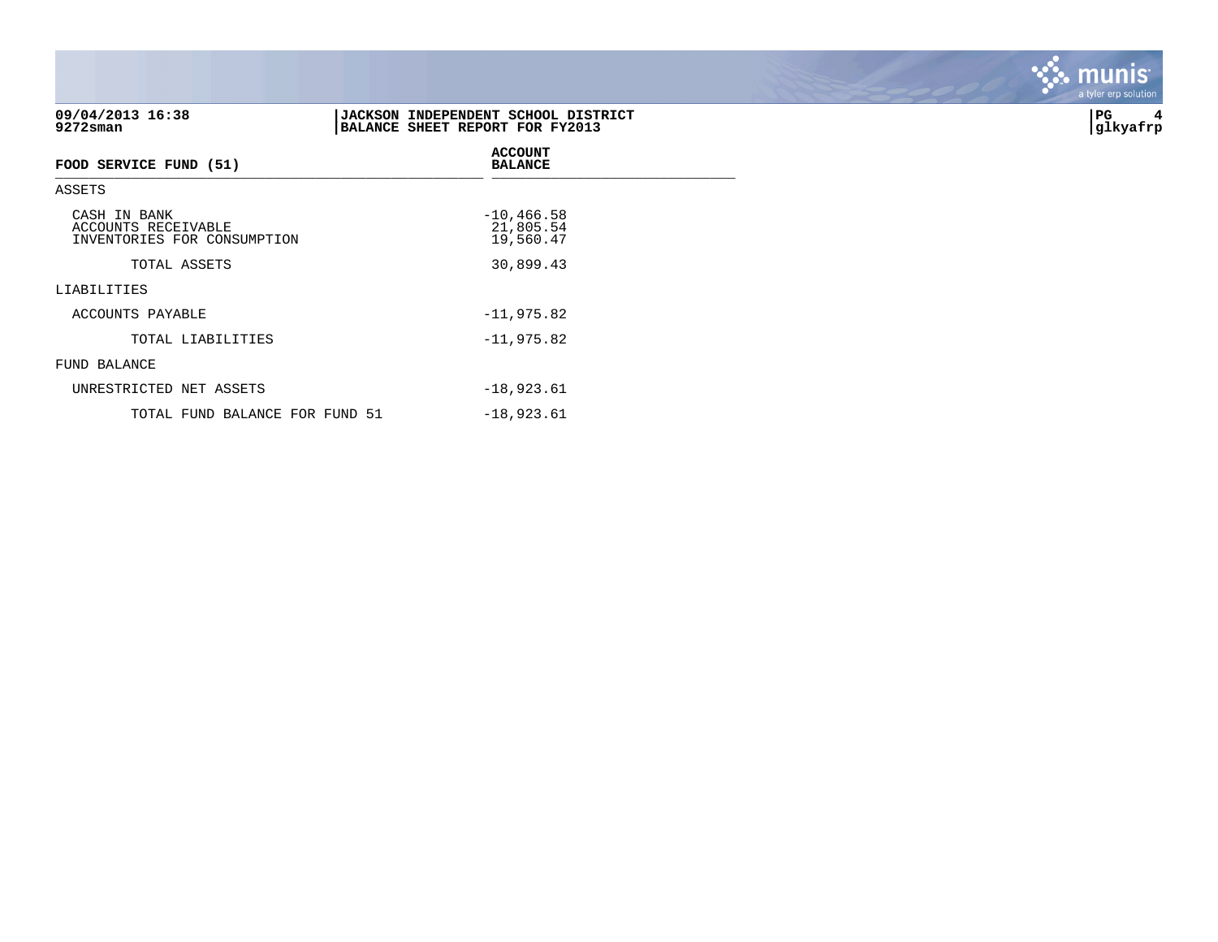**09/04/2013 16:38**
**9272sman**

**JACKSON INDEPENDENT SCHOOL DISTRICT**
**BALANCE SHEET REPORT FOR FY2013**

**PG 4**
**glkyafrp**

| FOOD SERVICE FUND (51) | ACCOUNT BALANCE |
|---|---|
| ASSETS | |
| CASH IN BANK | -10,466.58 |
| ACCOUNTS RECEIVABLE | 21,805.54 |
| INVENTORIES FOR CONSUMPTION | 19,560.47 |
| TOTAL ASSETS | 30,899.43 |
| LIABILITIES | |
| ACCOUNTS PAYABLE | -11,975.82 |
| TOTAL LIABILITIES | -11,975.82 |
| FUND BALANCE | |
| UNRESTRICTED NET ASSETS | -18,923.61 |
| TOTAL FUND BALANCE FOR FUND 51 | -18,923.61 |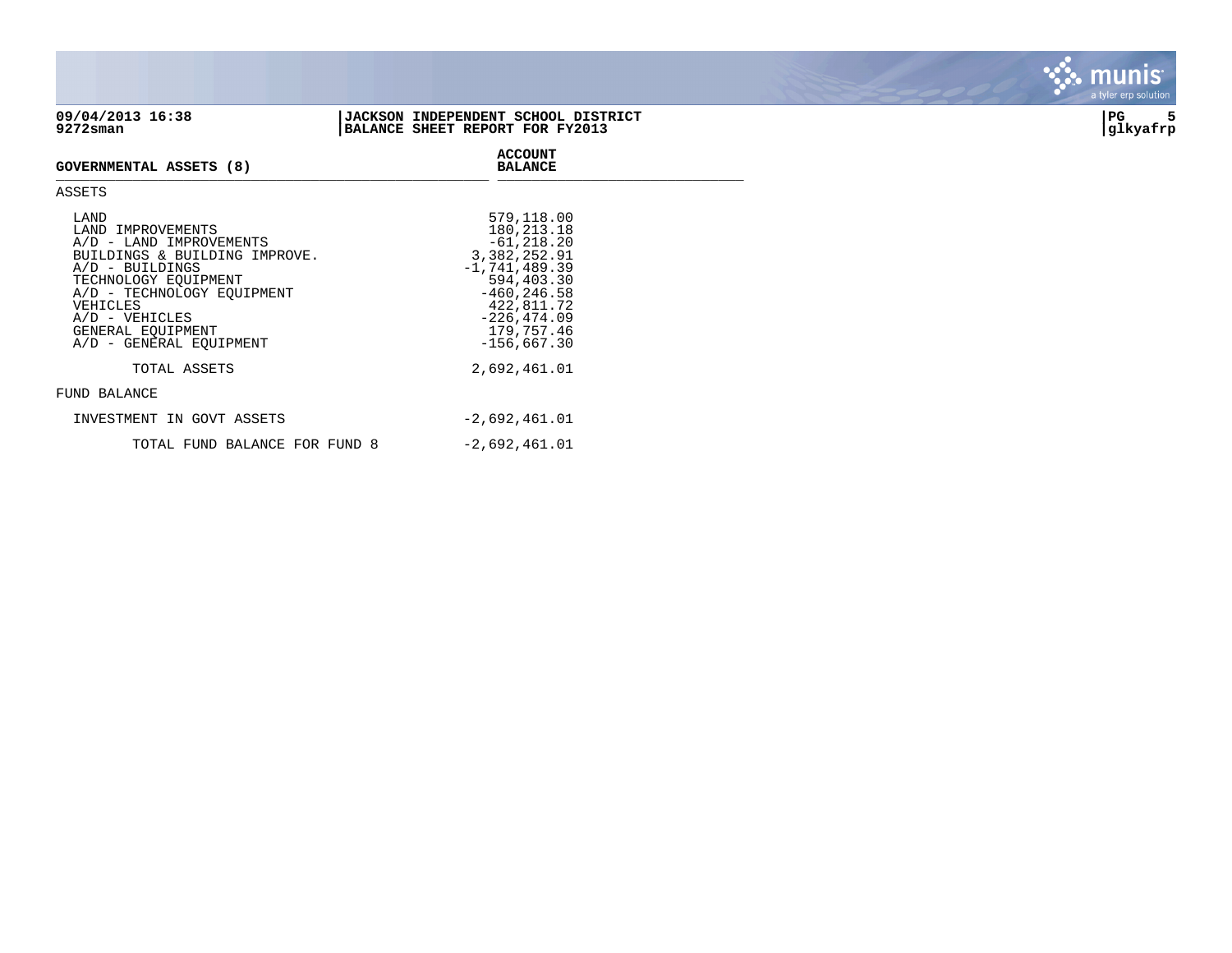09/04/2013 16:38
9272sman

**JACKSON INDEPENDENT SCHOOL DISTRICT**
**BALANCE SHEET REPORT FOR FY2013**

PG 5
glkyafrp

| GOVERNMENTAL ASSETS (8) | ACCOUNT BALANCE |
|---|---|
| **ASSETS** | |
| LAND | 579,118.00 |
| LAND IMPROVEMENTS | 180,213.18 |
| A/D - LAND IMPROVEMENTS | -61,218.20 |
| BUILDINGS & BUILDING IMPROVE. | 3,382,252.91 |
| A/D - BUILDINGS | -1,741,489.39 |
| TECHNOLOGY EQUIPMENT | 594,403.30 |
| A/D - TECHNOLOGY EQUIPMENT | -460,246.58 |
| VEHICLES | 422,811.72 |
| A/D - VEHICLES | -226,474.09 |
| GENERAL EQUIPMENT | 179,757.46 |
| A/D - GENERAL EQUIPMENT | -156,667.30 |
| TOTAL ASSETS | 2,692,461.01 |
| **FUND BALANCE** | |
| INVESTMENT IN GOVT ASSETS | -2,692,461.01 |
| TOTAL FUND BALANCE FOR FUND 8 | -2,692,461.01 |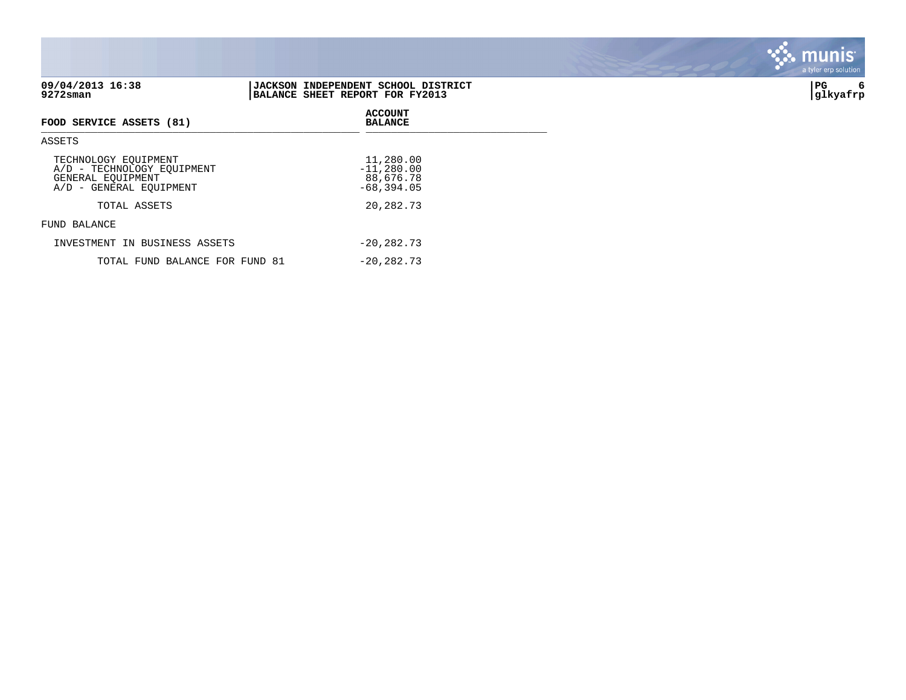09/04/2013 16:38
9272sman

**JACKSON INDEPENDENT SCHOOL DISTRICT**
**BALANCE SHEET REPORT FOR FY2013**

glkyafrp

| FOOD SERVICE ASSETS (81) | ACCOUNT BALANCE |
|---|---|
| ASSETS | |
| TECHNOLOGY EQUIPMENT | 11,280.00 |
| A/D - TECHNOLOGY EQUIPMENT | -11,280.00 |
| GENERAL EQUIPMENT | 88,676.78 |
| A/D - GENERAL EQUIPMENT | -68,394.05 |
| TOTAL ASSETS | 20,282.73 |
| FUND BALANCE | |
| INVESTMENT IN BUSINESS ASSETS | -20,282.73 |
| TOTAL FUND BALANCE FOR FUND 81 | -20,282.73 |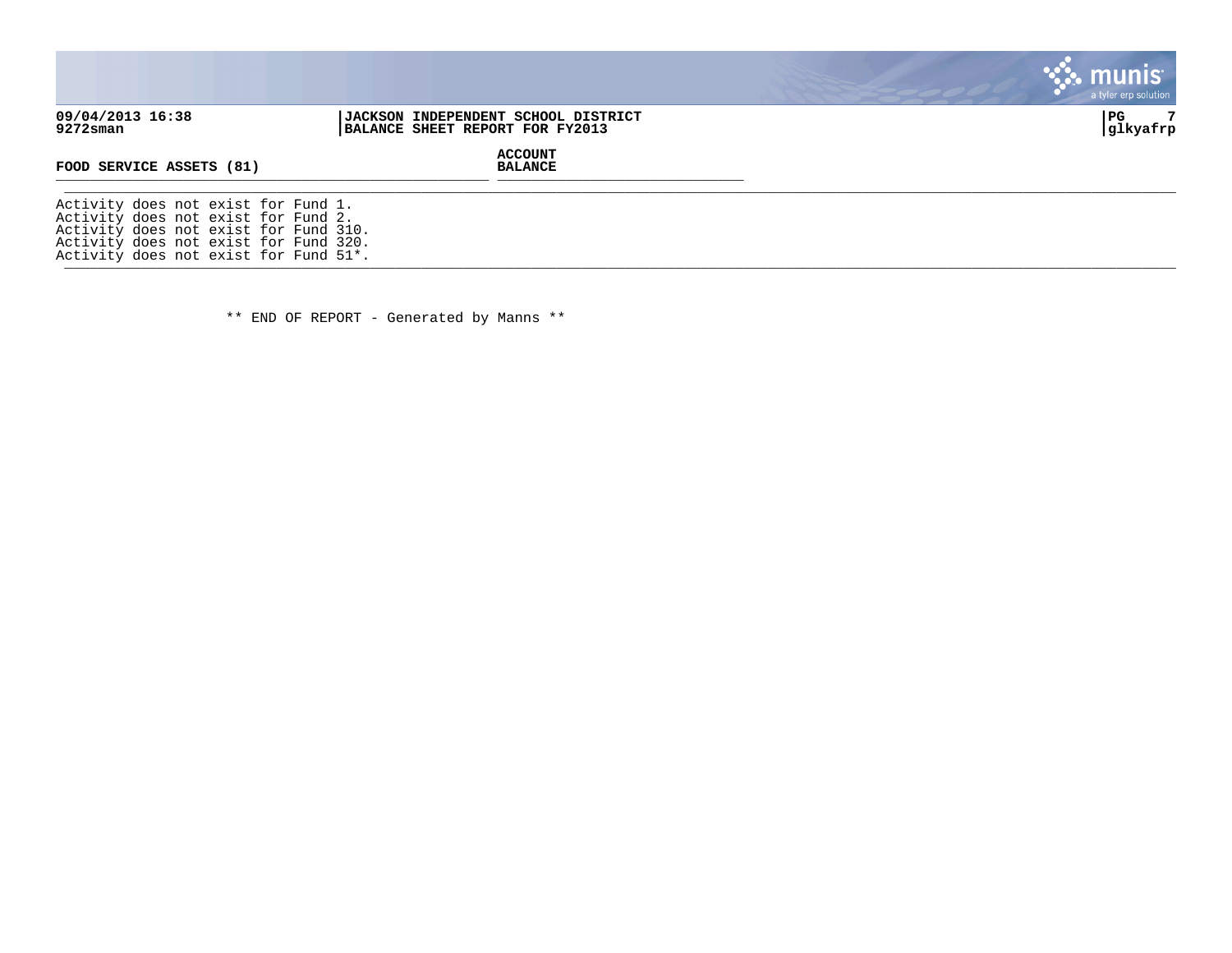09/04/2013 16:38
9272sman

JACKSON INDEPENDENT SCHOOL DISTRICT
BALANCE SHEET REPORT FOR FY2013

PG 7
glkyafrp

| FOOD SERVICE ASSETS (81) | ACCOUNT BALANCE |
|---|---|

Activity does not exist for Fund 1.
Activity does not exist for Fund 2.
Activity does not exist for Fund 310.
Activity does not exist for Fund 320.
Activity does not exist for Fund 51*.

** END OF REPORT - Generated by Manns **